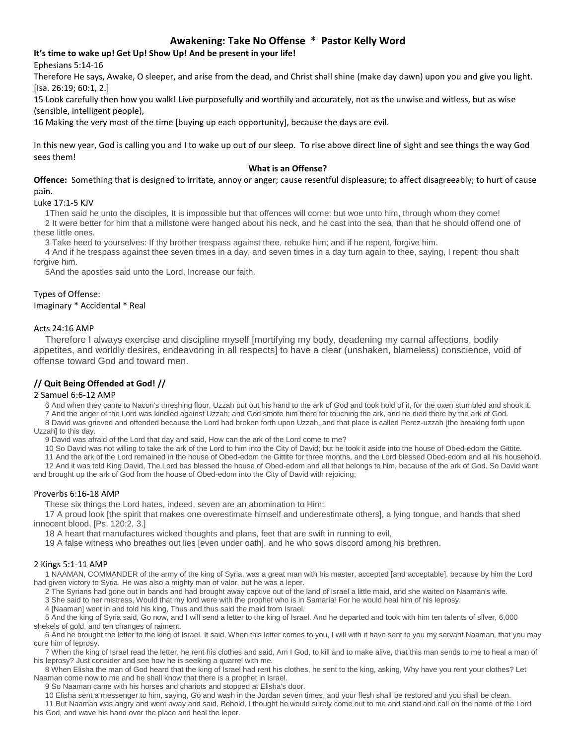# Awakening: Take No Offense * Pastor Kelly Word

**It's time to wake up! Get Up! Show Up! And be present in your life!**

Ephesians 5:14-16

Therefore He says, Awake, O sleeper, and arise from the dead, and Christ shall shine (make day dawn) upon you and give you light. [Isa. 26:19; 60:1, 2.]

15 Look carefully then how you walk! Live purposefully and worthily and accurately, not as the unwise and witless, but as wise (sensible, intelligent people),

16 Making the very most of the time [buying up each opportunity], because the days are evil.

In this new year, God is calling you and I to wake up out of our sleep. To rise above direct line of sight and see things the way God sees them!

### What is an Offense?

**Offence:** Something that is designed to irritate, annoy or anger; cause resentful displeasure; to affect disagreeably; to hurt of cause pain.

Luke 17:1-5 KJV

1Then said he unto the disciples, It is impossible but that offences will come: but woe unto him, through whom they come!

2 It were better for him that a millstone were hanged about his neck, and he cast into the sea, than that he should offend one of these little ones.

3 Take heed to yourselves: If thy brother trespass against thee, rebuke him; and if he repent, forgive him.

4 And if he trespass against thee seven times in a day, and seven times in a day turn again to thee, saying, I repent; thou shalt forgive him.

5And the apostles said unto the Lord, Increase our faith.

Types of Offense:
Imaginary * Accidental * Real

Acts 24:16 AMP

Therefore I always exercise and discipline myself [mortifying my body, deadening my carnal affections, bodily appetites, and worldly desires, endeavoring in all respects] to have a clear (unshaken, blameless) conscience, void of offense toward God and toward men.

### // Quit Being Offended at God! //

2 Samuel 6:6-12 AMP

6 And when they came to Nacon's threshing floor, Uzzah put out his hand to the ark of God and took hold of it, for the oxen stumbled and shook it.

7 And the anger of the Lord was kindled against Uzzah; and God smote him there for touching the ark, and he died there by the ark of God.

8 David was grieved and offended because the Lord had broken forth upon Uzzah, and that place is called Perez-uzzah [the breaking forth upon Uzzah] to this day.

9 David was afraid of the Lord that day and said, How can the ark of the Lord come to me?

10 So David was not willing to take the ark of the Lord to him into the City of David; but he took it aside into the house of Obed-edom the Gittite.

11 And the ark of the Lord remained in the house of Obed-edom the Gittite for three months, and the Lord blessed Obed-edom and all his household.

12 And it was told King David, The Lord has blessed the house of Obed-edom and all that belongs to him, because of the ark of God. So David went and brought up the ark of God from the house of Obed-edom into the City of David with rejoicing;

Proverbs 6:16-18 AMP

These six things the Lord hates, indeed, seven are an abomination to Him:

17 A proud look [the spirit that makes one overestimate himself and underestimate others], a lying tongue, and hands that shed innocent blood, [Ps. 120:2, 3.]

18 A heart that manufactures wicked thoughts and plans, feet that are swift in running to evil,

19 A false witness who breathes out lies [even under oath], and he who sows discord among his brethren.

2 Kings 5:1-11 AMP

1 NAAMAN, COMMANDER of the army of the king of Syria, was a great man with his master, accepted [and acceptable], because by him the Lord had given victory to Syria. He was also a mighty man of valor, but he was a leper.

2 The Syrians had gone out in bands and had brought away captive out of the land of Israel a little maid, and she waited on Naaman's wife.

3 She said to her mistress, Would that my lord were with the prophet who is in Samaria! For he would heal him of his leprosy.

4 [Naaman] went in and told his king, Thus and thus said the maid from Israel.

5 And the king of Syria said, Go now, and I will send a letter to the king of Israel. And he departed and took with him ten talents of silver, 6,000 shekels of gold, and ten changes of raiment.

6 And he brought the letter to the king of Israel. It said, When this letter comes to you, I will with it have sent to you my servant Naaman, that you may cure him of leprosy.

7 When the king of Israel read the letter, he rent his clothes and said, Am I God, to kill and to make alive, that this man sends to me to heal a man of his leprosy? Just consider and see how he is seeking a quarrel with me.

8 When Elisha the man of God heard that the king of Israel had rent his clothes, he sent to the king, asking, Why have you rent your clothes? Let Naaman come now to me and he shall know that there is a prophet in Israel.

9 So Naaman came with his horses and chariots and stopped at Elisha's door.

10 Elisha sent a messenger to him, saying, Go and wash in the Jordan seven times, and your flesh shall be restored and you shall be clean.

11 But Naaman was angry and went away and said, Behold, I thought he would surely come out to me and stand and call on the name of the Lord his God, and wave his hand over the place and heal the leper.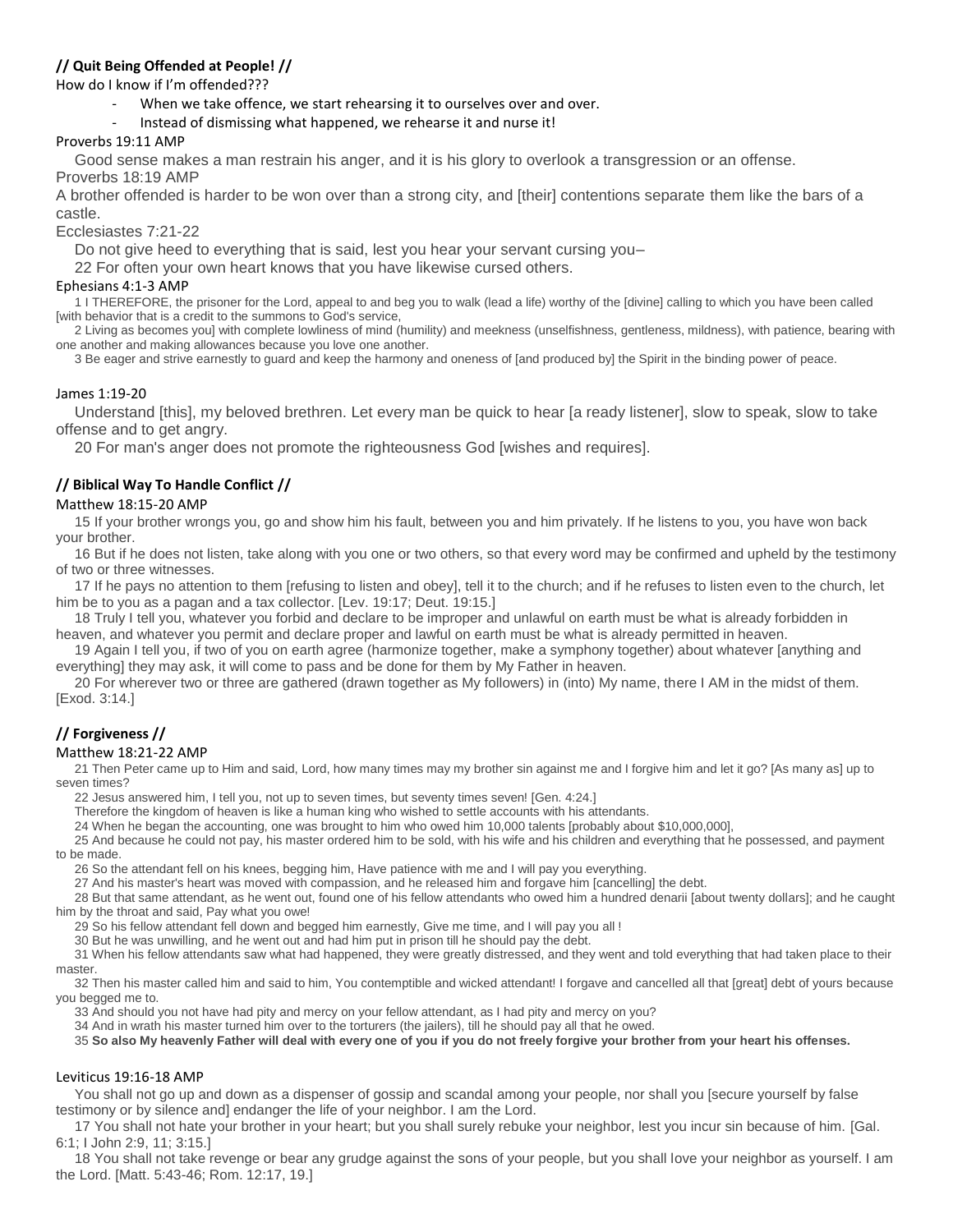**// Quit Being Offended at People! //**

How do I know if I'm offended???

- When we take offence, we start rehearsing it to ourselves over and over.
- Instead of dismissing what happened, we rehearse it and nurse it!

Proverbs 19:11 AMP

Good sense makes a man restrain his anger, and it is his glory to overlook a transgression or an offense.

Proverbs 18:19 AMP

A brother offended is harder to be won over than a strong city, and [their] contentions separate them like the bars of a castle.

Ecclesiastes 7:21-22

Do not give heed to everything that is said, lest you hear your servant cursing you–

22 For often your own heart knows that you have likewise cursed others.

Ephesians 4:1-3 AMP

1 I THEREFORE, the prisoner for the Lord, appeal to and beg you to walk (lead a life) worthy of the [divine] calling to which you have been called [with behavior that is a credit to the summons to God's service,

2 Living as becomes you] with complete lowliness of mind (humility) and meekness (unselfishness, gentleness, mildness), with patience, bearing with one another and making allowances because you love one another.

3 Be eager and strive earnestly to guard and keep the harmony and oneness of [and produced by] the Spirit in the binding power of peace.

James 1:19-20

Understand [this], my beloved brethren. Let every man be quick to hear [a ready listener], slow to speak, slow to take offense and to get angry.

20 For man's anger does not promote the righteousness God [wishes and requires].

**// Biblical Way To Handle Conflict //**

Matthew 18:15-20 AMP

15 If your brother wrongs you, go and show him his fault, between you and him privately. If he listens to you, you have won back your brother.

16 But if he does not listen, take along with you one or two others, so that every word may be confirmed and upheld by the testimony of two or three witnesses.

17 If he pays no attention to them [refusing to listen and obey], tell it to the church; and if he refuses to listen even to the church, let him be to you as a pagan and a tax collector. [Lev. 19:17; Deut. 19:15.]

18 Truly I tell you, whatever you forbid and declare to be improper and unlawful on earth must be what is already forbidden in heaven, and whatever you permit and declare proper and lawful on earth must be what is already permitted in heaven.

19 Again I tell you, if two of you on earth agree (harmonize together, make a symphony together) about whatever [anything and everything] they may ask, it will come to pass and be done for them by My Father in heaven.

20 For wherever two or three are gathered (drawn together as My followers) in (into) My name, there I AM in the midst of them. [Exod. 3:14.]

**// Forgiveness //**

Matthew 18:21-22 AMP

21 Then Peter came up to Him and said, Lord, how many times may my brother sin against me and I forgive him and let it go? [As many as] up to seven times?

22 Jesus answered him, I tell you, not up to seven times, but seventy times seven! [Gen. 4:24.]

Therefore the kingdom of heaven is like a human king who wished to settle accounts with his attendants.

24 When he began the accounting, one was brought to him who owed him 10,000 talents [probably about $10,000,000],

25 And because he could not pay, his master ordered him to be sold, with his wife and his children and everything that he possessed, and payment to be made.

26 So the attendant fell on his knees, begging him, Have patience with me and I will pay you everything.

27 And his master's heart was moved with compassion, and he released him and forgave him [cancelling] the debt.

28 But that same attendant, as he went out, found one of his fellow attendants who owed him a hundred denarii [about twenty dollars]; and he caught him by the throat and said, Pay what you owe!

29 So his fellow attendant fell down and begged him earnestly, Give me time, and I will pay you all !

30 But he was unwilling, and he went out and had him put in prison till he should pay the debt.

31 When his fellow attendants saw what had happened, they were greatly distressed, and they went and told everything that had taken place to their master.

32 Then his master called him and said to him, You contemptible and wicked attendant! I forgave and cancelled all that [great] debt of yours because you begged me to.

33 And should you not have had pity and mercy on your fellow attendant, as I had pity and mercy on you?

34 And in wrath his master turned him over to the torturers (the jailers), till he should pay all that he owed.

35 **So also My heavenly Father will deal with every one of you if you do not freely forgive your brother from your heart his offenses.**

Leviticus 19:16-18 AMP

You shall not go up and down as a dispenser of gossip and scandal among your people, nor shall you [secure yourself by false testimony or by silence and] endanger the life of your neighbor. I am the Lord.

17 You shall not hate your brother in your heart; but you shall surely rebuke your neighbor, lest you incur sin because of him. [Gal. 6:1; I John 2:9, 11; 3:15.]

18 You shall not take revenge or bear any grudge against the sons of your people, but you shall love your neighbor as yourself. I am the Lord. [Matt. 5:43-46; Rom. 12:17, 19.]